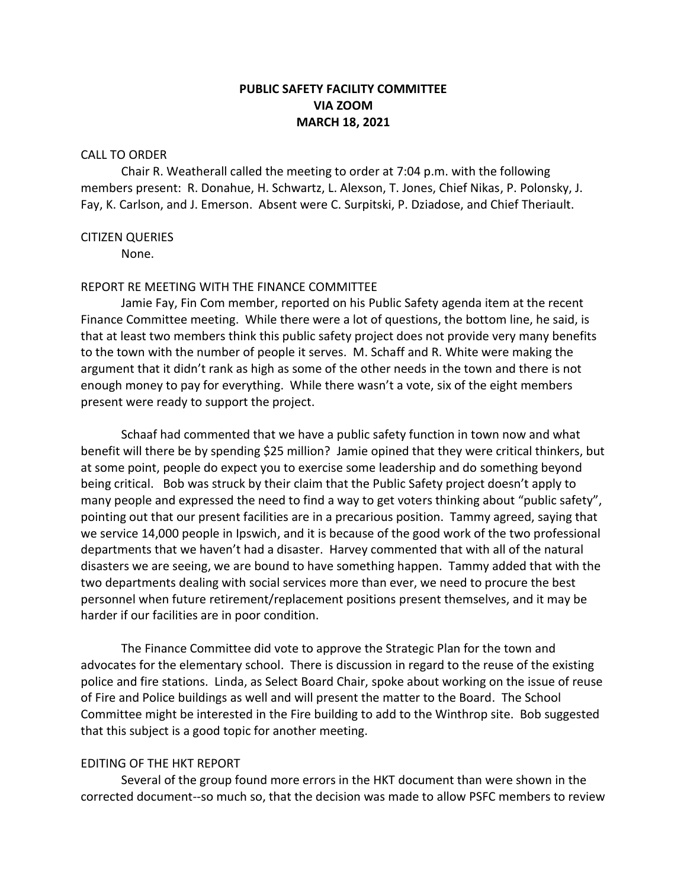**PUBLIC SAFETY FACILITY COMMITTEE**
**VIA ZOOM**
**MARCH 18, 2021**

CALL TO ORDER

Chair R. Weatherall called the meeting to order at 7:04 p.m. with the following members present: R. Donahue, H. Schwartz, L. Alexson, T. Jones, Chief Nikas, P. Polonsky, J. Fay, K. Carlson, and J. Emerson. Absent were C. Surpitski, P. Dziadose, and Chief Theriault.

CITIZEN QUERIES

None.

REPORT RE MEETING WITH THE FINANCE COMMITTEE

Jamie Fay, Fin Com member, reported on his Public Safety agenda item at the recent Finance Committee meeting. While there were a lot of questions, the bottom line, he said, is that at least two members think this public safety project does not provide very many benefits to the town with the number of people it serves. M. Schaff and R. White were making the argument that it didn't rank as high as some of the other needs in the town and there is not enough money to pay for everything. While there wasn't a vote, six of the eight members present were ready to support the project.

Schaaf had commented that we have a public safety function in town now and what benefit will there be by spending $25 million? Jamie opined that they were critical thinkers, but at some point, people do expect you to exercise some leadership and do something beyond being critical. Bob was struck by their claim that the Public Safety project doesn't apply to many people and expressed the need to find a way to get voters thinking about "public safety", pointing out that our present facilities are in a precarious position. Tammy agreed, saying that we service 14,000 people in Ipswich, and it is because of the good work of the two professional departments that we haven't had a disaster. Harvey commented that with all of the natural disasters we are seeing, we are bound to have something happen. Tammy added that with the two departments dealing with social services more than ever, we need to procure the best personnel when future retirement/replacement positions present themselves, and it may be harder if our facilities are in poor condition.

The Finance Committee did vote to approve the Strategic Plan for the town and advocates for the elementary school. There is discussion in regard to the reuse of the existing police and fire stations. Linda, as Select Board Chair, spoke about working on the issue of reuse of Fire and Police buildings as well and will present the matter to the Board. The School Committee might be interested in the Fire building to add to the Winthrop site. Bob suggested that this subject is a good topic for another meeting.

EDITING OF THE HKT REPORT

Several of the group found more errors in the HKT document than were shown in the corrected document--so much so, that the decision was made to allow PSFC members to review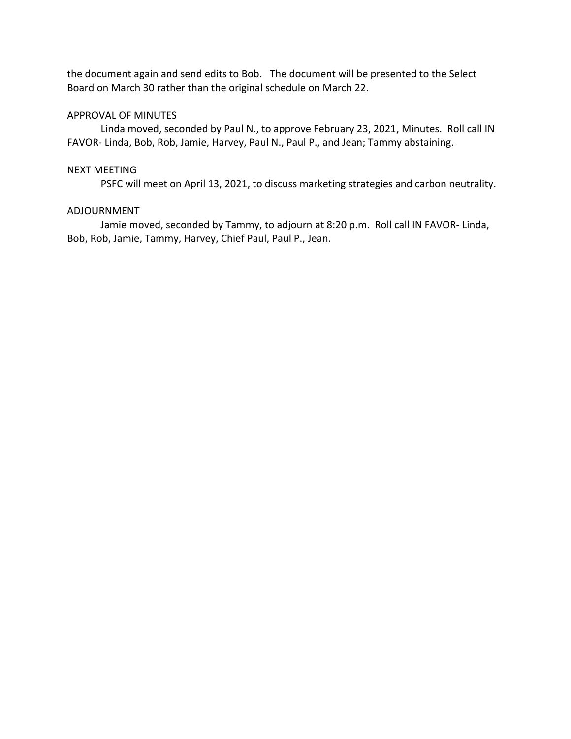the document again and send edits to Bob. The document will be presented to the Select Board on March 30 rather than the original schedule on March 22.

APPROVAL OF MINUTES

Linda moved, seconded by Paul N., to approve February 23, 2021, Minutes. Roll call IN FAVOR- Linda, Bob, Rob, Jamie, Harvey, Paul N., Paul P., and Jean; Tammy abstaining.

NEXT MEETING

PSFC will meet on April 13, 2021, to discuss marketing strategies and carbon neutrality.

ADJOURNMENT

Jamie moved, seconded by Tammy, to adjourn at 8:20 p.m. Roll call IN FAVOR- Linda, Bob, Rob, Jamie, Tammy, Harvey, Chief Paul, Paul P., Jean.